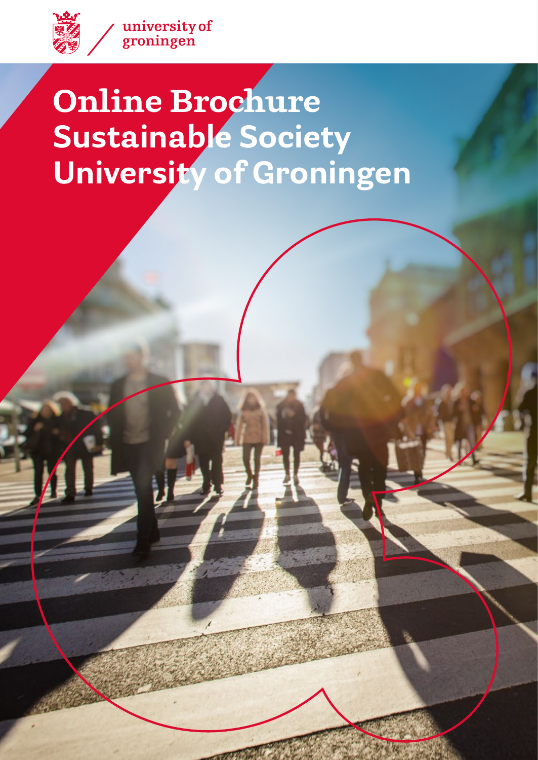university of groningen

# Online Brochure Sustainable Society University of Groningen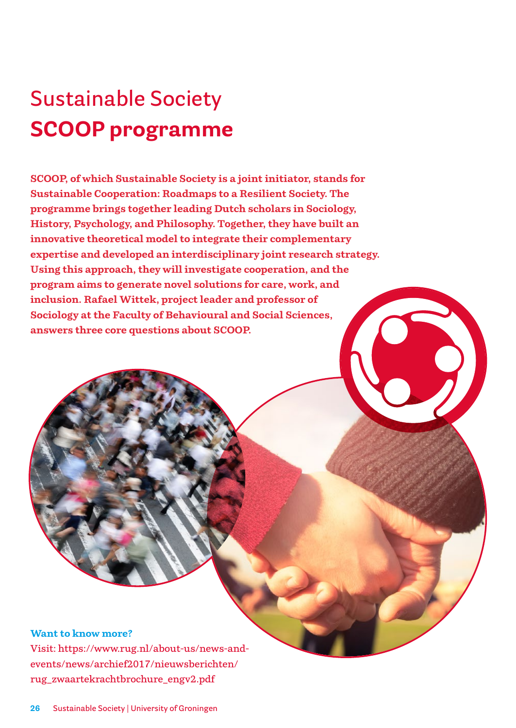# Sustainable Society
## SCOOP programme

**SCOOP, of which Sustainable Society is a joint initiator, stands for Sustainable Cooperation: Roadmaps to a Resilient Society. The programme brings together leading Dutch scholars in Sociology, History, Psychology, and Philosophy. Together, they have built an innovative theoretical model to integrate their complementary expertise and developed an interdisciplinary joint research strategy. Using this approach, they will investigate cooperation, and the program aims to generate novel solutions for care, work, and inclusion. Rafael Wittek, project leader and professor of Sociology at the Faculty of Behavioural and Social Sciences, answers three core questions about SCOOP.**

**Want to know more?**

Visit: https://www.rug.nl/about-us/news-and-events/news/archief2017/nieuwsberichten/rug_zwaartekrachtbrochure_engv2.pdf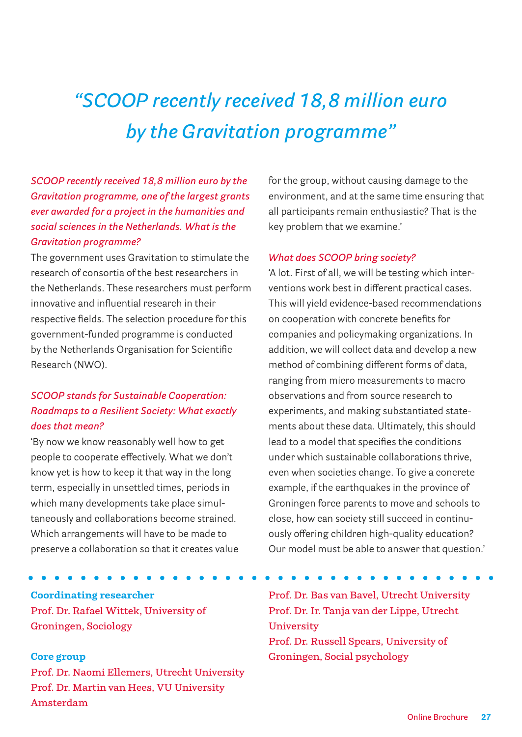# *"SCOOP recently received 18,8 million euro by the Gravitation programme"*

*SCOOP recently received 18,8 million euro by the Gravitation programme, one of the largest grants ever awarded for a project in the humanities and social sciences in the Netherlands. What is the Gravitation programme?*

The government uses Gravitation to stimulate the research of consortia of the best researchers in the Netherlands. These researchers must perform innovative and influential research in their respective fields. The selection procedure for this government-funded programme is conducted by the Netherlands Organisation for Scientific Research (NWO).

*SCOOP stands for Sustainable Cooperation: Roadmaps to a Resilient Society: What exactly does that mean?*

'By now we know reasonably well how to get people to cooperate effectively. What we don't know yet is how to keep it that way in the long term, especially in unsettled times, periods in which many developments take place simultaneously and collaborations become strained. Which arrangements will have to be made to preserve a collaboration so that it creates value for the group, without causing damage to the environment, and at the same time ensuring that all participants remain enthusiastic? That is the key problem that we examine.'

*What does SCOOP bring society?*

'A lot. First of all, we will be testing which interventions work best in different practical cases. This will yield evidence-based recommendations on cooperation with concrete benefits for companies and policymaking organizations. In addition, we will collect data and develop a new method of combining different forms of data, ranging from micro measurements to macro observations and from source research to experiments, and making substantiated statements about these data. Ultimately, this should lead to a model that specifies the conditions under which sustainable collaborations thrive, even when societies change. To give a concrete example, if the earthquakes in the province of Groningen force parents to move and schools to close, how can society still succeed in continuously offering children high-quality education? Our model must be able to answer that question.'

**Coordinating researcher**
Prof. Dr. Rafael Wittek, University of Groningen, Sociology

**Core group**
Prof. Dr. Naomi Ellemers, Utrecht University
Prof. Dr. Martin van Hees, VU University Amsterdam
Prof. Dr. Bas van Bavel, Utrecht University
Prof. Dr. Ir. Tanja van der Lippe, Utrecht University
Prof. Dr. Russell Spears, University of Groningen, Social psychology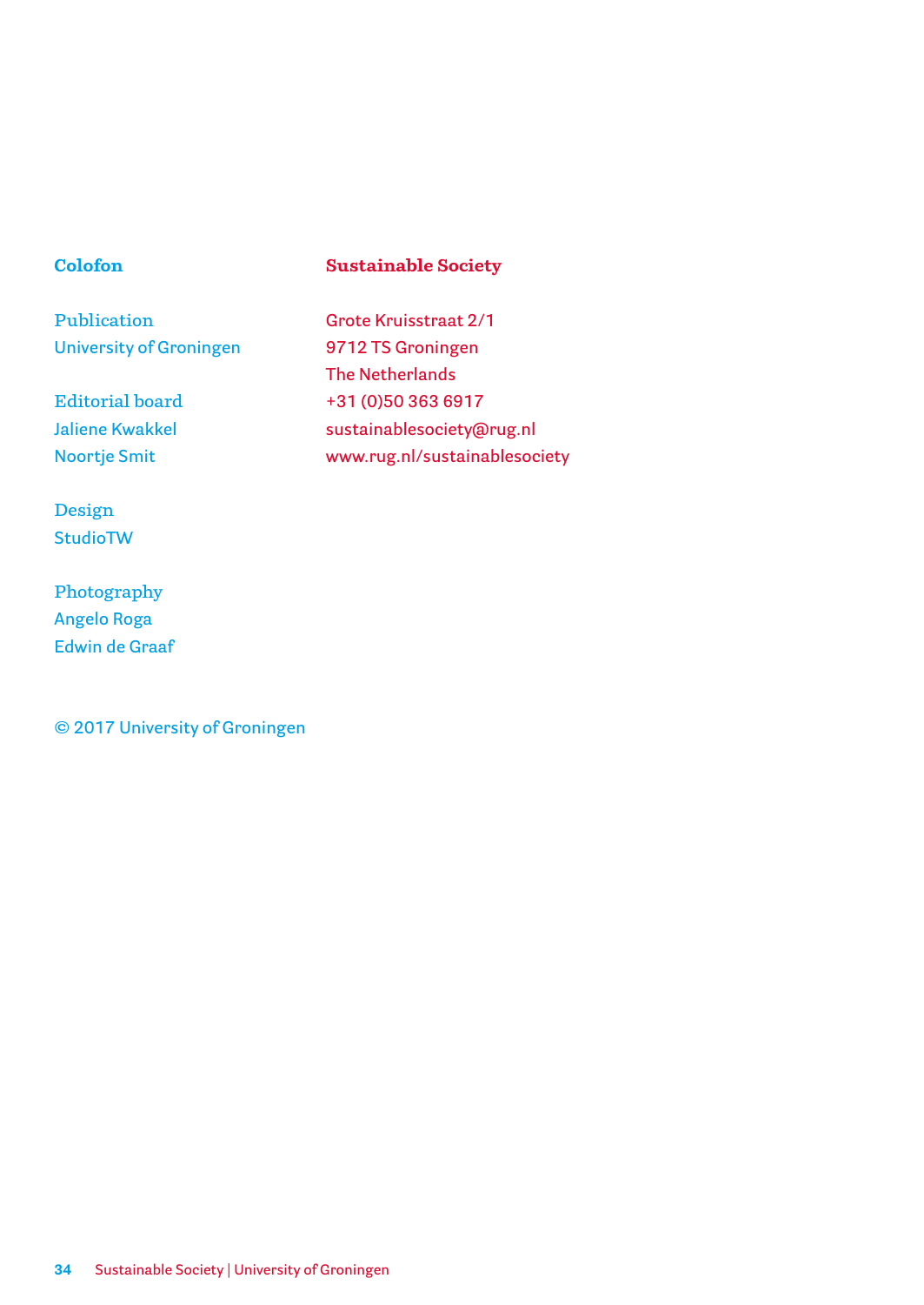## Colofon

Publication
University of Groningen

Editorial board
Jaliene Kwakkel
Noortje Smit

Design
StudioTW

Photography
Angelo Roga
Edwin de Graaf

© 2017 University of Groningen

## Sustainable Society

Grote Kruisstraat 2/1
9712 TS Groningen
The Netherlands
+31 (0)50 363 6917
sustainablesociety@rug.nl
www.rug.nl/sustainablesociety